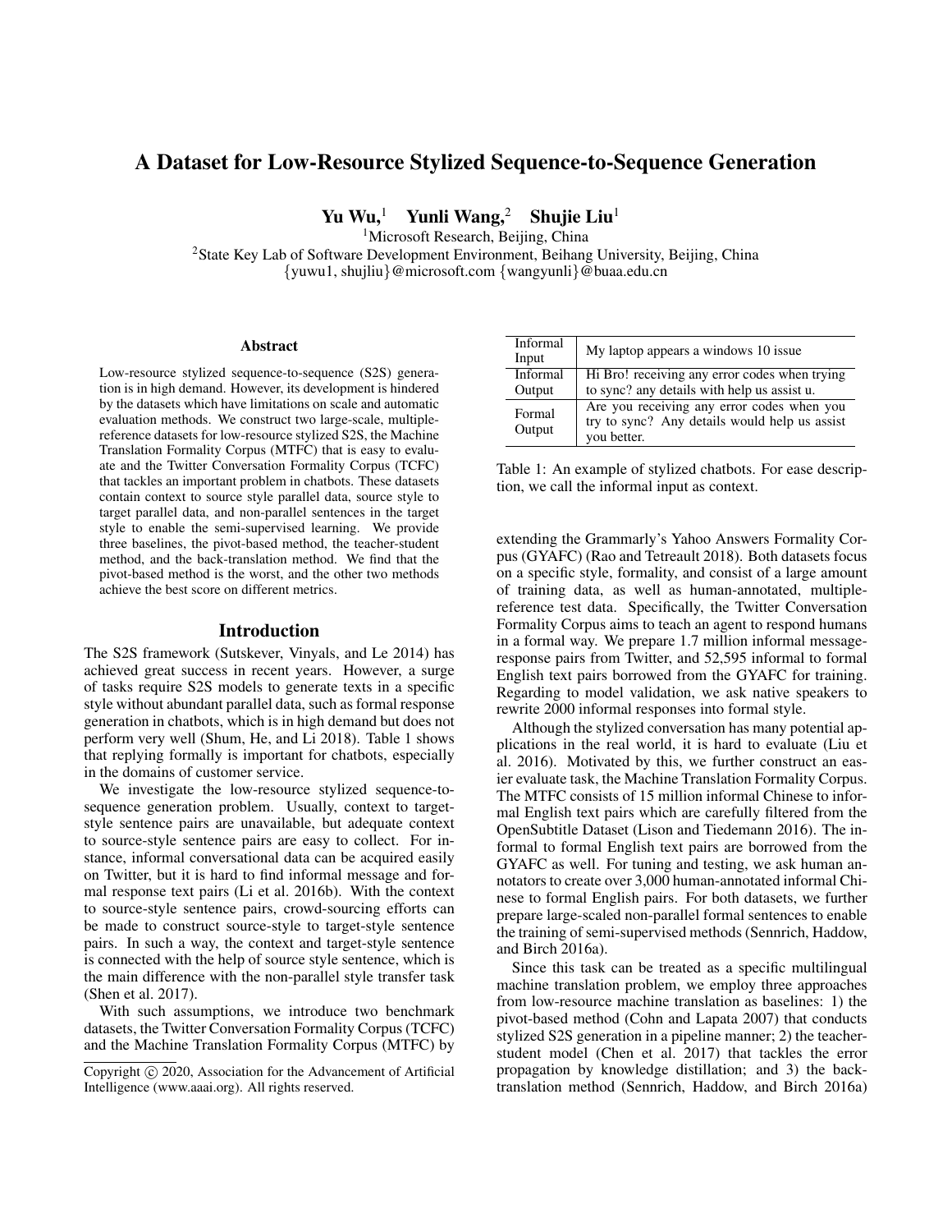# A Dataset for Low-Resource Stylized Sequence-to-Sequence Generation

**Yu Wu,**[1] **Yunli Wang,**[2] **Shujie Liu**[1]

[1]Microsoft Research, Beijing, China
[2]State Key Lab of Software Development Environment, Beihang University, Beijing, China
{yuwu1, shujliu}@microsoft.com {wangyunli}@buaa.edu.cn

## Abstract

Low-resource stylized sequence-to-sequence (S2S) generation is in high demand. However, its development is hindered by the datasets which have limitations on scale and automatic evaluation methods. We construct two large-scale, multiple-reference datasets for low-resource stylized S2S, the Machine Translation Formality Corpus (MTFC) that is easy to evaluate and the Twitter Conversation Formality Corpus (TCFC) that tackles an important problem in chatbots. These datasets contain context to source style parallel data, source style to target parallel data, and non-parallel sentences in the target style to enable the semi-supervised learning. We provide three baselines, the pivot-based method, the teacher-student method, and the back-translation method. We find that the pivot-based method is the worst, and the other two methods achieve the best score on different metrics.

## Introduction

The S2S framework (Sutskever, Vinyals, and Le 2014) has achieved great success in recent years. However, a surge of tasks require S2S models to generate texts in a specific style without abundant parallel data, such as formal response generation in chatbots, which is in high demand but does not perform very well (Shum, He, and Li 2018). Table 1 shows that replying formally is important for chatbots, especially in the domains of customer service.

We investigate the low-resource stylized sequence-to-sequence generation problem. Usually, context to target-style sentence pairs are unavailable, but adequate context to source-style sentence pairs are easy to collect. For instance, informal conversational data can be acquired easily on Twitter, but it is hard to find informal message and formal response text pairs (Li et al. 2016b). With the context to source-style sentence pairs, crowd-sourcing efforts can be made to construct source-style to target-style sentence pairs. In such a way, the context and target-style sentence is connected with the help of source style sentence, which is the main difference with the non-parallel style transfer task (Shen et al. 2017).

With such assumptions, we introduce two benchmark datasets, the Twitter Conversation Formality Corpus (TCFC) and the Machine Translation Formality Corpus (MTFC) by extending the Grammarly's Yahoo Answers Formality Corpus (GYAFC) (Rao and Tetreault 2018). Both datasets focus on a specific style, formality, and consist of a large amount of training data, as well as human-annotated, multiple-reference test data. Specifically, the Twitter Conversation Formality Corpus aims to teach an agent to respond humans in a formal way. We prepare 1.7 million informal message-response pairs from Twitter, and 52,595 informal to formal English text pairs borrowed from the GYAFC for training. Regarding to model validation, we ask native speakers to rewrite 2000 informal responses into formal style.

| | |
|---|---|
| Informal Input | My laptop appears a windows 10 issue |
| Informal Output | Hi Bro! receiving any error codes when trying to sync? any details with help us assist u. |
| Formal Output | Are you receiving any error codes when you try to sync? Any details would help us assist you better. |

Table 1: An example of stylized chatbots. For ease description, we call the informal input as context.

Although the stylized conversation has many potential applications in the real world, it is hard to evaluate (Liu et al. 2016). Motivated by this, we further construct an easier evaluate task, the Machine Translation Formality Corpus. The MTFC consists of 15 million informal Chinese to informal English text pairs which are carefully filtered from the OpenSubtitle Dataset (Lison and Tiedemann 2016). The informal to formal English text pairs are borrowed from the GYAFC as well. For tuning and testing, we ask human annotators to create over 3,000 human-annotated informal Chinese to formal English pairs. For both datasets, we further prepare large-scaled non-parallel formal sentences to enable the training of semi-supervised methods (Sennrich, Haddow, and Birch 2016a).

Since this task can be treated as a specific multilingual machine translation problem, we employ three approaches from low-resource machine translation as baselines: 1) the pivot-based method (Cohn and Lapata 2007) that conducts stylized S2S generation in a pipeline manner; 2) the teacher-student model (Chen et al. 2017) that tackles the error propagation by knowledge distillation; and 3) the back-translation method (Sennrich, Haddow, and Birch 2016a)

Copyright © 2020, Association for the Advancement of Artificial Intelligence (www.aaai.org). All rights reserved.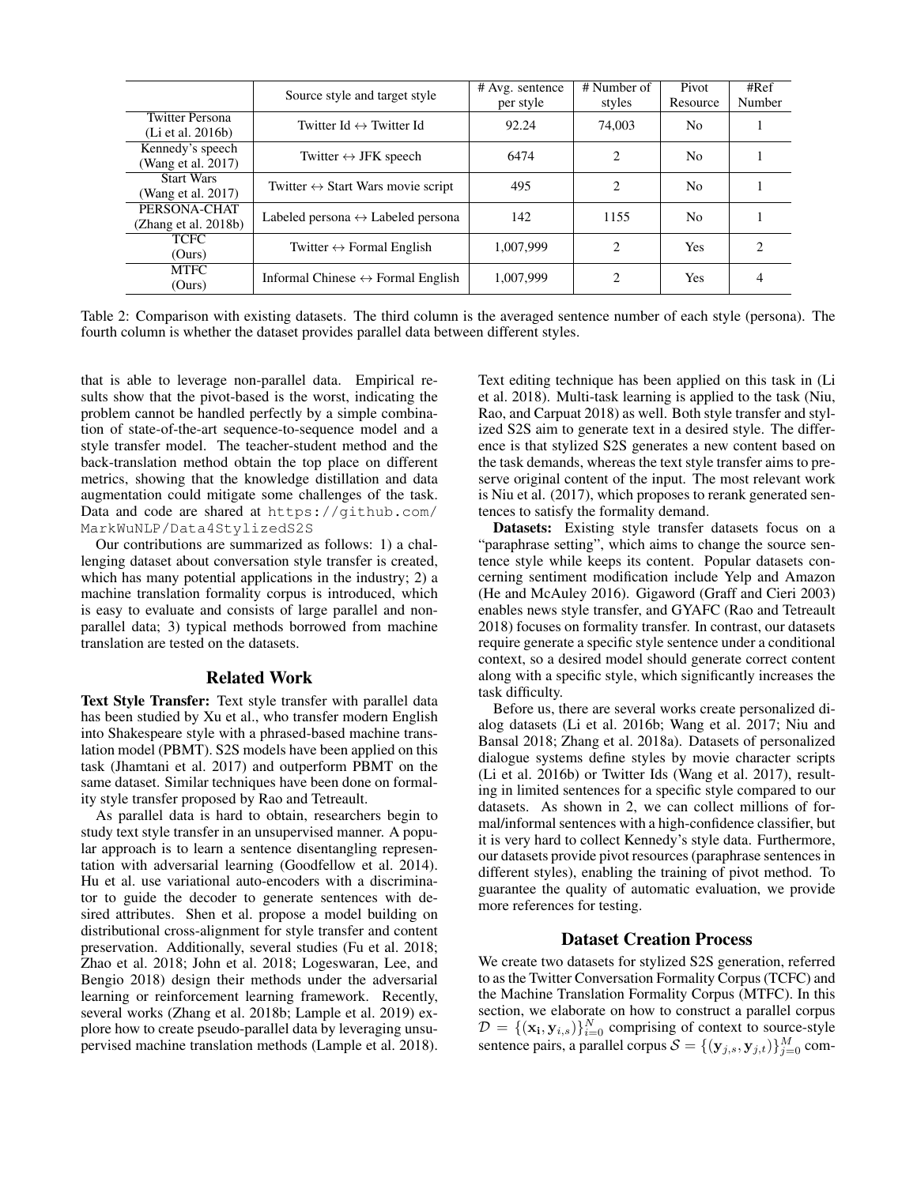| | Source style and target style | # Avg. sentence per style | # Number of styles | Pivot Resource | #Ref Number |
|---|---|---|---|---|---|
| Twitter Persona (Li et al. 2016b) | Twitter Id ↔ Twitter Id | 92.24 | 74,003 | No | 1 |
| Kennedy's speech (Wang et al. 2017) | Twitter ↔ JFK speech | 6474 | 2 | No | 1 |
| Start Wars (Wang et al. 2017) | Twitter ↔ Start Wars movie script | 495 | 2 | No | 1 |
| PERSONA-CHAT (Zhang et al. 2018b) | Labeled persona ↔ Labeled persona | 142 | 1155 | No | 1 |
| TCFC (Ours) | Twitter ↔ Formal English | 1,007,999 | 2 | Yes | 2 |
| MTFC (Ours) | Informal Chinese ↔ Formal English | 1,007,999 | 2 | Yes | 4 |

Table 2: Comparison with existing datasets. The third column is the averaged sentence number of each style (persona). The fourth column is whether the dataset provides parallel data between different styles.

that is able to leverage non-parallel data. Empirical results show that the pivot-based is the worst, indicating the problem cannot be handled perfectly by a simple combination of state-of-the-art sequence-to-sequence model and a style transfer model. The teacher-student method and the back-translation method obtain the top place on different metrics, showing that the knowledge distillation and data augmentation could mitigate some challenges of the task. Data and code are shared at https://github.com/MarkWuNLP/Data4StylizedS2S

Our contributions are summarized as follows: 1) a challenging dataset about conversation style transfer is created, which has many potential applications in the industry; 2) a machine translation formality corpus is introduced, which is easy to evaluate and consists of large parallel and non-parallel data; 3) typical methods borrowed from machine translation are tested on the datasets.

## Related Work

**Text Style Transfer:** Text style transfer with parallel data has been studied by Xu et al., who transfer modern English into Shakespeare style with a phrased-based machine translation model (PBMT). S2S models have been applied on this task (Jhamtani et al. 2017) and outperform PBMT on the same dataset. Similar techniques have been done on formality style transfer proposed by Rao and Tetreault.

As parallel data is hard to obtain, researchers begin to study text style transfer in an unsupervised manner. A popular approach is to learn a sentence disentangling representation with adversarial learning (Goodfellow et al. 2014). Hu et al. use variational auto-encoders with a discriminator to guide the decoder to generate sentences with desired attributes. Shen et al. propose a model building on distributional cross-alignment for style transfer and content preservation. Additionally, several studies (Fu et al. 2018; Zhao et al. 2018; John et al. 2018; Logeswaran, Lee, and Bengio 2018) design their methods under the adversarial learning or reinforcement learning framework. Recently, several works (Zhang et al. 2018b; Lample et al. 2019) explore how to create pseudo-parallel data by leveraging unsupervised machine translation methods (Lample et al. 2018). Text editing technique has been applied on this task in (Li et al. 2018). Multi-task learning is applied to the task (Niu, Rao, and Carpuat 2018) as well. Both style transfer and stylized S2S aim to generate text in a desired style. The difference is that stylized S2S generates a new content based on the task demands, whereas the text style transfer aims to preserve original content of the input. The most relevant work is Niu et al. (2017), which proposes to rerank generated sentences to satisfy the formality demand.

**Datasets:** Existing style transfer datasets focus on a "paraphrase setting", which aims to change the source sentence style while keeps its content. Popular datasets concerning sentiment modification include Yelp and Amazon (He and McAuley 2016). Gigaword (Graff and Cieri 2003) enables news style transfer, and GYAFC (Rao and Tetreault 2018) focuses on formality transfer. In contrast, our datasets require generate a specific style sentence under a conditional context, so a desired model should generate correct content along with a specific style, which significantly increases the task difficulty.

Before us, there are several works create personalized dialog datasets (Li et al. 2016b; Wang et al. 2017; Niu and Bansal 2018; Zhang et al. 2018a). Datasets of personalized dialogue systems define styles by movie character scripts (Li et al. 2016b) or Twitter Ids (Wang et al. 2017), resulting in limited sentences for a specific style compared to our datasets. As shown in 2, we can collect millions of formal/informal sentences with a high-confidence classifier, but it is very hard to collect Kennedy's style data. Furthermore, our datasets provide pivot resources (paraphrase sentences in different styles), enabling the training of pivot method. To guarantee the quality of automatic evaluation, we provide more references for testing.

## Dataset Creation Process

We create two datasets for stylized S2S generation, referred to as the Twitter Conversation Formality Corpus (TCFC) and the Machine Translation Formality Corpus (MTFC). In this section, we elaborate on how to construct a parallel corpus $\mathcal{D} = \{(\mathbf{x_i}, \mathbf{y}_{i,s})\}_{i=0}^{N}$ comprising of context to source-style sentence pairs, a parallel corpus $\mathcal{S} = \{(\mathbf{y}_{j,s}, \mathbf{y}_{j,t})\}_{j=0}^{M}$ com-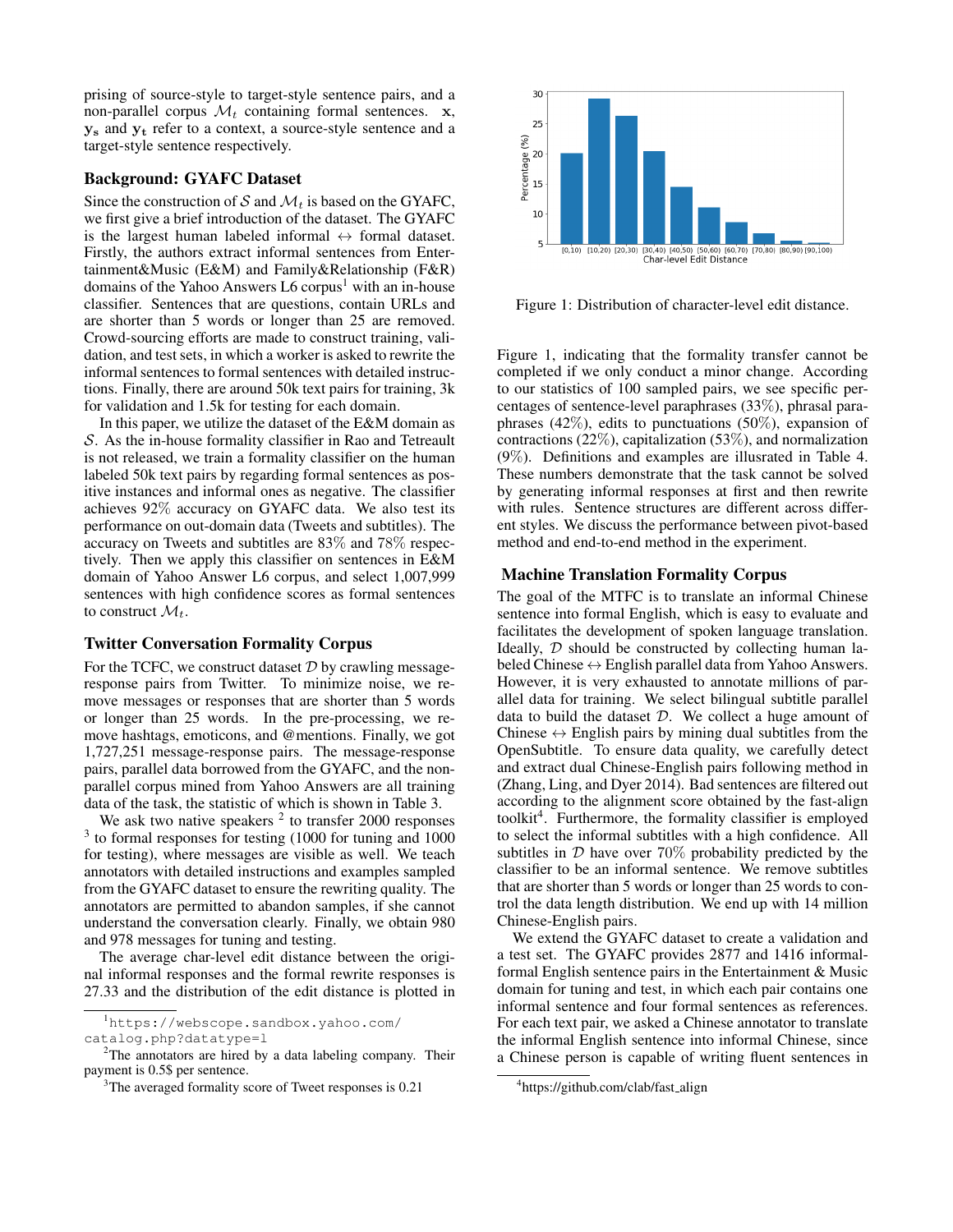prising of source-style to target-style sentence pairs, and a non-parallel corpus $\mathcal{M}_t$ containing formal sentences. $\mathbf{x}$, $\mathbf{y_s}$ and $\mathbf{y_t}$ refer to a context, a source-style sentence and a target-style sentence respectively.

### Background: GYAFC Dataset

Since the construction of $\mathcal{S}$ and $\mathcal{M}_t$ is based on the GYAFC, we first give a brief introduction of the dataset. The GYAFC is the largest human labeled informal $\leftrightarrow$ formal dataset. Firstly, the authors extract informal sentences from Entertainment&Music (E&M) and Family&Relationship (F&R) domains of the Yahoo Answers L6 corpus[1] with an in-house classifier. Sentences that are questions, contain URLs and are shorter than 5 words or longer than 25 are removed. Crowd-sourcing efforts are made to construct training, validation, and test sets, in which a worker is asked to rewrite the informal sentences to formal sentences with detailed instructions. Finally, there are around 50k text pairs for training, 3k for validation and 1.5k for testing for each domain.

In this paper, we utilize the dataset of the E&M domain as $\mathcal{S}$. As the in-house formality classifier in Rao and Tetreault is not released, we train a formality classifier on the human labeled 50k text pairs by regarding formal sentences as positive instances and informal ones as negative. The classifier achieves 92% accuracy on GYAFC data. We also test its performance on out-domain data (Tweets and subtitles). The accuracy on Tweets and subtitles are 83% and 78% respectively. Then we apply this classifier on sentences in E&M domain of Yahoo Answer L6 corpus, and select 1,007,999 sentences with high confidence scores as formal sentences to construct $\mathcal{M}_t$.

### Twitter Conversation Formality Corpus

For the TCFC, we construct dataset $\mathcal{D}$ by crawling message-response pairs from Twitter. To minimize noise, we remove messages or responses that are shorter than 5 words or longer than 25 words. In the pre-processing, we remove hashtags, emoticons, and @mentions. Finally, we got 1,727,251 message-response pairs. The message-response pairs, parallel data borrowed from the GYAFC, and the non-parallel corpus mined from Yahoo Answers are all training data of the task, the statistic of which is shown in Table 3.

We ask two native speakers [2] to transfer 2000 responses [3] to formal responses for testing (1000 for tuning and 1000 for testing), where messages are visible as well. We teach annotators with detailed instructions and examples sampled from the GYAFC dataset to ensure the rewriting quality. The annotators are permitted to abandon samples, if she cannot understand the conversation clearly. Finally, we obtain 980 and 978 messages for tuning and testing.

The average char-level edit distance between the original informal responses and the formal rewrite responses is 27.33 and the distribution of the edit distance is plotted in Figure 1, indicating that the formality transfer cannot be completed if we only conduct a minor change. According to our statistics of 100 sampled pairs, we see specific percentages of sentence-level paraphrases (33%), phrasal paraphrases (42%), edits to punctuations (50%), expansion of contractions (22%), capitalization (53%), and normalization (9%). Definitions and examples are illusrated in Table 4. These numbers demonstrate that the task cannot be solved by generating informal responses at first and then rewrite with rules. Sentence structures are different across different styles. We discuss the performance between pivot-based method and end-to-end method in the experiment.

Figure 1: Distribution of character-level edit distance.

### Machine Translation Formality Corpus

The goal of the MTFC is to translate an informal Chinese sentence into formal English, which is easy to evaluate and facilitates the development of spoken language translation. Ideally, $\mathcal{D}$ should be constructed by collecting human labeled Chinese $\leftrightarrow$ English parallel data from Yahoo Answers. However, it is very exhausted to annotate millions of parallel data for training. We select bilingual subtitle parallel data to build the dataset $\mathcal{D}$. We collect a huge amount of Chinese $\leftrightarrow$ English pairs by mining dual subtitles from the OpenSubtitle. To ensure data quality, we carefully detect and extract dual Chinese-English pairs following method in (Zhang, Ling, and Dyer 2014). Bad sentences are filtered out according to the alignment score obtained by the fast-align toolkit[4]. Furthermore, the formality classifier is employed to select the informal subtitles with a high confidence. All subtitles in $\mathcal{D}$ have over 70% probability predicted by the classifier to be an informal sentence. We remove subtitles that are shorter than 5 words or longer than 25 words to control the data length distribution. We end up with 14 million Chinese-English pairs.

We extend the GYAFC dataset to create a validation and a test set. The GYAFC provides 2877 and 1416 informal-formal English sentence pairs in the Entertainment & Music domain for tuning and test, in which each pair contains one informal sentence and four formal sentences as references. For each text pair, we asked a Chinese annotator to translate the informal English sentence into informal Chinese, since a Chinese person is capable of writing fluent sentences in

---

[1] https://webscope.sandbox.yahoo.com/catalog.php?datatype=l

[2] The annotators are hired by a data labeling company. Their payment is 0.5$ per sentence.

[3] The averaged formality score of Tweet responses is 0.21

[4] https://github.com/clab/fast_align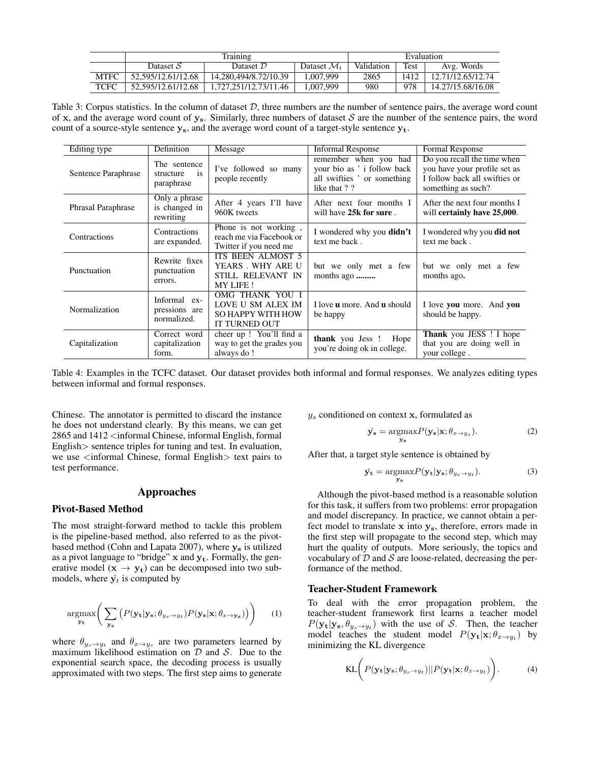| | Training | | | Evaluation | | |
|---|---|---|---|---|---|---|
| | Dataset $\mathcal{S}$ | Dataset $\mathcal{D}$ | Dataset $\mathcal{M}_t$ | Validation | Test | Avg. Words |
| MTFC | 52,595/12.61/12.68 | 14,280,494/8.72/10.39 | 1,007,999 | 2865 | 1412 | 12.71/12.65/12.74 |
| TCFC | 52,595/12.61/12.68 | 1,727,251/12.73/11.46 | 1,007,999 | 980 | 978 | 14.27/15.68/16.08 |

Table 3: Corpus statistics. In the column of dataset $\mathcal{D}$, three numbers are the number of sentence pairs, the average word count of $\mathbf{x}$, and the average word count of $\mathbf{y_s}$. Similarly, three numbers of dataset $\mathcal{S}$ are the number of the sentence pairs, the word count of a source-style sentence $\mathbf{y_s}$, and the average word count of a target-style sentence $\mathbf{y_t}$.

| Editing type | Definition | Message | Informal Response | Formal Response |
|---|---|---|---|---|
| Sentence Paraphrase | The sentence structure is paraphrase | I've followed so many people recently | remember when you had your bio as ' i follow back all swifties ' or something like that ? ? | Do you recall the time when you have your profile set as I follow back all swifties or something as such? |
| Phrasal Paraphrase | Only a phrase is changed in rewriting | After 4 years I'll have 960K tweets | After next four months I will have **25k for sure** . | After the next four months I will **certainly have 25,000**. |
| Contractions | Contractions are expanded. | Phone is not working , reach me via Facebook or Twitter if you need me | I wondered why you **didn't** text me back . | I wondered why you **did not** text me back . |
| Punctuation | Rewrite fixes punctuation errors. | ITS BEEN ALMOST 5 YEARS . WHY ARE U STILL RELEVANT IN MY LIFE ! | but we only met a few months ago **.........** | but we only met a few months ago**.** |
| Normalization | Informal expressions are normalized. | OMG THANK YOU I LOVE U SM ALEX IM SO HAPPY WITH HOW IT TURNED OUT | I love **u** more. And **u** should be happy | I love **you** more. And **you** should be happy. |
| Capitalization | Correct word capitalization form. | cheer up ! You'll find a way to get the grades you always do ! | **thank** you Jess ! Hope you're doing ok in college. | **Thank** you JESS ! I hope that you are doing well in your college . |

Table 4: Examples in the TCFC dataset. Our dataset provides both informal and formal responses. We analyzes editing types between informal and formal responses.

Chinese. The annotator is permitted to discard the instance he does not understand clearly. By this means, we can get 2865 and 1412 <informal Chinese, informal English, formal English> sentence triples for tuning and test. In evaluation, we use <informal Chinese, formal English> text pairs to test performance.

## Approaches

### Pivot-Based Method

The most straight-forward method to tackle this problem is the pipeline-based method, also referred to as the pivot-based method (Cohn and Lapata 2007), where $\mathbf{y_s}$ is utilized as a pivot language to "bridge" $\mathbf{x}$ and $\mathbf{y_t}$. Formally, the generative model ($\mathbf{x} \rightarrow \mathbf{y_t}$) can be decomposed into two submodels, where $\hat{y}_t$ is computed by

$$\underset{\mathbf{y_t}}{\text{argmax}} \Bigg( \sum_{\mathbf{y_s}} \big( P(\mathbf{y_t}|\mathbf{y_s};\theta_{y_s \rightarrow y_t}) P(\mathbf{y_s}|\mathbf{x};\theta_{x \rightarrow \mathbf{y_s}}) \big) \Bigg) \quad (1)$$

where $\theta_{y_s \rightarrow y_t}$ and $\theta_{x \rightarrow y_s}$ are two parameters learned by maximum likelihood estimation on $\mathcal{D}$ and $\mathcal{S}$. Due to the exponential search space, the decoding process is usually approximated with two steps. The first step aims to generate $y_s$ conditioned on context $\mathbf{x}$, formulated as

$$\hat{\mathbf{y}}_\mathbf{s} = \underset{\mathbf{y_s}}{\text{argmax}} P(\mathbf{y_s}|\mathbf{x};\theta_{x \rightarrow y_s}). \quad (2)$$

After that, a target style sentence is obtained by

$$\hat{\mathbf{y}}_\mathbf{t} = \underset{\mathbf{y_s}}{\text{argmax}} P(\mathbf{y_t}|\mathbf{y_s};\theta_{y_s \rightarrow y_t}). \quad (3)$$

Although the pivot-based method is a reasonable solution for this task, it suffers from two problems: error propagation and model discrepancy. In practice, we cannot obtain a perfect model to translate $\mathbf{x}$ into $\mathbf{y_s}$, therefore, errors made in the first step will propagate to the second step, which may hurt the quality of outputs. More seriously, the topics and vocabulary of $\mathcal{D}$ and $\mathcal{S}$ are loose-related, decreasing the performance of the method.

### Teacher-Student Framework

To deal with the error propagation problem, the teacher-student framework first learns a teacher model $P(\mathbf{y_t}|\mathbf{y_s}, \theta_{y_s \rightarrow y_t})$ with the use of $\mathcal{S}$. Then, the teacher model teaches the student model $P(\mathbf{y_t}|\mathbf{x};\theta_{x \rightarrow y_t})$ by minimizing the KL divergence

$$\text{KL}\Bigg( P(\mathbf{y_t}|\mathbf{y_s};\theta_{y_s \rightarrow y_t}) || P(\mathbf{y_t}|\mathbf{x};\theta_{x \rightarrow y_t}) \Bigg). \quad (4)$$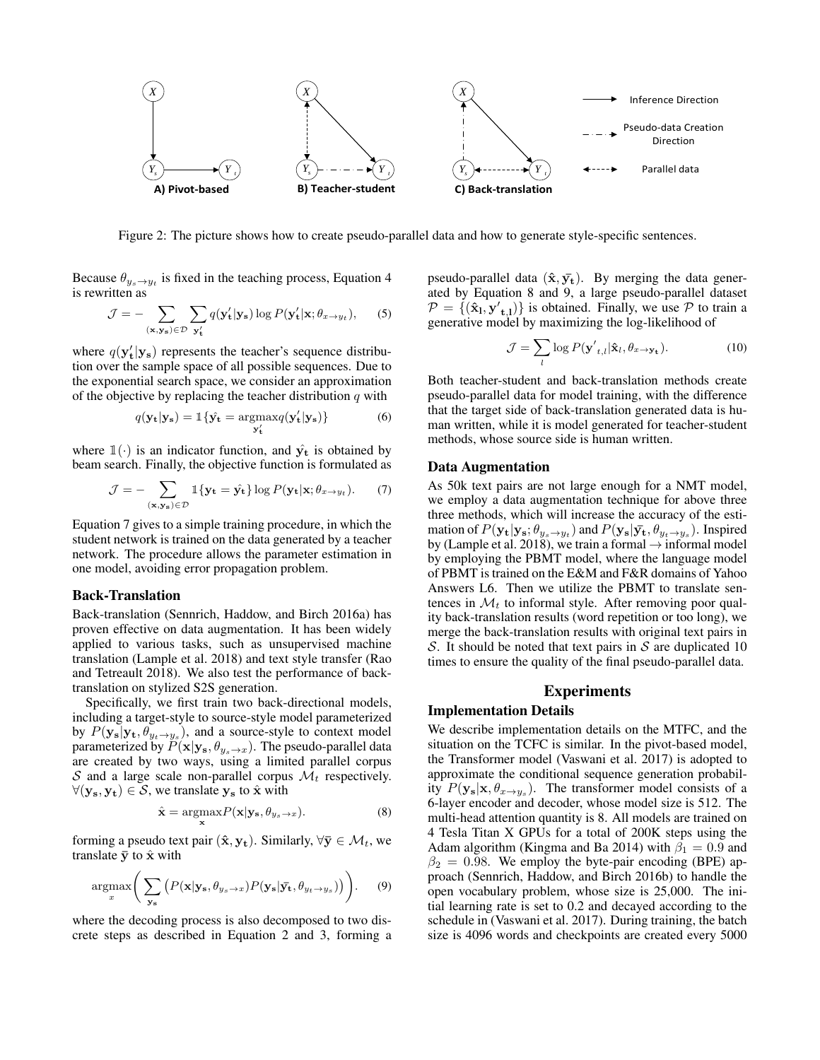Inference Direction

Pseudo-data Creation Direction

Parallel data

A) Pivot-based

B) Teacher-student

C) Back-translation

Figure 2: The picture shows how to create pseudo-parallel data and how to generate style-specific sentences.

Because $\theta_{y_s \rightarrow y_t}$ is fixed in the teaching process, Equation 4 is rewritten as

$$\mathcal{J} = - \sum_{(\mathbf{x}, \mathbf{y_s}) \in \mathcal{D}} \sum_{\mathbf{y'_t}} q(\mathbf{y'_t}|\mathbf{y_s}) \log P(\mathbf{y'_t}|\mathbf{x}; \theta_{x \rightarrow y_t}), \quad (5)$$

where $q(\mathbf{y'_t}|\mathbf{y_s})$ represents the teacher's sequence distribution over the sample space of all possible sequences. Due to the exponential search space, we consider an approximation of the objective by replacing the teacher distribution $q$ with

$$q(\mathbf{y_t}|\mathbf{y_s}) = \mathbb{1}\{\hat{\mathbf{y_t}} = \underset{\mathbf{y'_t}}{\operatorname{argmax}} q(\mathbf{y'_t}|\mathbf{y_s})\} \quad (6)$$

where $\mathbb{1}(\cdot)$ is an indicator function, and $\hat{\mathbf{y_t}}$ is obtained by beam search. Finally, the objective function is formulated as

$$\mathcal{J} = - \sum_{(\mathbf{x}, \mathbf{y_s}) \in \mathcal{D}} \mathbb{1}\{\mathbf{y_t} = \hat{\mathbf{y_t}}\} \log P(\mathbf{y_t}|\mathbf{x}; \theta_{x \rightarrow y_t}). \quad (7)$$

Equation 7 gives to a simple training procedure, in which the student network is trained on the data generated by a teacher network. The procedure allows the parameter estimation in one model, avoiding error propagation problem.

### Back-Translation

Back-translation (Sennrich, Haddow, and Birch 2016a) has proven effective on data augmentation. It has been widely applied to various tasks, such as unsupervised machine translation (Lample et al. 2018) and text style transfer (Rao and Tetreault 2018). We also test the performance of back-translation on stylized S2S generation.

Specifically, we first train two back-directional models, including a target-style to source-style model parameterized by $P(\mathbf{y_s}|\mathbf{y_t}, \theta_{y_t \rightarrow y_s})$, and a source-style to context model parameterized by $P(\mathbf{x}|\mathbf{y_s}, \theta_{y_s \rightarrow x})$. The pseudo-parallel data are created by two ways, using a limited parallel corpus $\mathcal{S}$ and a large scale non-parallel corpus $\mathcal{M}_t$ respectively. $\forall (\mathbf{y_s}, \mathbf{y_t}) \in \mathcal{S}$, we translate $\mathbf{y_s}$ to $\hat{\mathbf{x}}$ with

$$\hat{\mathbf{x}} = \underset{\mathbf{x}}{\operatorname{argmax}} P(\mathbf{x}|\mathbf{y_s}, \theta_{y_s \rightarrow x}). \quad (8)$$

forming a pseudo text pair $(\hat{\mathbf{x}}, \mathbf{y_t})$. Similarly, $\forall \bar{\mathbf{y}} \in \mathcal{M}_t$, we translate $\bar{\mathbf{y}}$ to $\hat{\mathbf{x}}$ with

$$\underset{x}{\operatorname{argmax}} \left( \sum_{\mathbf{y_s}} \left( P(\mathbf{x}|\mathbf{y_s}, \theta_{y_s \rightarrow x}) P(\mathbf{y_s}|\bar{\mathbf{y}}_\mathbf{t}, \theta_{y_t \rightarrow y_s}) \right) \right). \quad (9)$$

where the decoding process is also decomposed to two discrete steps as described in Equation 2 and 3, forming a pseudo-parallel data $(\hat{\mathbf{x}}, \bar{\mathbf{y}}_\mathbf{t})$. By merging the data generated by Equation 8 and 9, a large pseudo-parallel dataset $\mathcal{P} = \{(\hat{\mathbf{x}}_\mathbf{l}, \mathbf{y'}_{\mathbf{t},\mathbf{l}})\}$ is obtained. Finally, we use $\mathcal{P}$ to train a generative model by maximizing the log-likelihood of

$$\mathcal{J} = \sum_{l} \log P(\mathbf{y'}_{t,l}|\hat{\mathbf{x}}_l, \theta_{x \rightarrow \mathbf{y_t}}). \quad (10)$$

Both teacher-student and back-translation methods create pseudo-parallel data for model training, with the difference that the target side of back-translation generated data is human written, while it is model generated for teacher-student methods, whose source side is human written.

### Data Augmentation

As 50k text pairs are not large enough for a NMT model, we employ a data augmentation technique for above three three methods, which will increase the accuracy of the estimation of $P(\mathbf{y_t}|\mathbf{y_s}; \theta_{y_s \rightarrow y_t})$ and $P(\mathbf{y_s}|\bar{\mathbf{y}}_\mathbf{t}, \theta_{y_t \rightarrow y_s})$. Inspired by (Lample et al. 2018), we train a formal → informal model by employing the PBMT model, where the language model of PBMT is trained on the E&M and F&R domains of Yahoo Answers L6. Then we utilize the PBMT to translate sentences in $\mathcal{M}_t$ to informal style. After removing poor quality back-translation results (word repetition or too long), we merge the back-translation results with original text pairs in $\mathcal{S}$. It should be noted that text pairs in $\mathcal{S}$ are duplicated 10 times to ensure the quality of the final pseudo-parallel data.

## Experiments

### Implementation Details

We describe implementation details on the MTFC, and the situation on the TCFC is similar. In the pivot-based model, the Transformer model (Vaswani et al. 2017) is adopted to approximate the conditional sequence generation probability $P(\mathbf{y_s}|\mathbf{x}, \theta_{x \rightarrow y_s})$. The transformer model consists of a 6-layer encoder and decoder, whose model size is 512. The multi-head attention quantity is 8. All models are trained on 4 Tesla Titan X GPUs for a total of 200K steps using the Adam algorithm (Kingma and Ba 2014) with $\beta_1 = 0.9$ and $\beta_2 = 0.98$. We employ the byte-pair encoding (BPE) approach (Sennrich, Haddow, and Birch 2016b) to handle the open vocabulary problem, whose size is 25,000. The initial learning rate is set to 0.2 and decayed according to the schedule in (Vaswani et al. 2017). During training, the batch size is 4096 words and checkpoints are created every 5000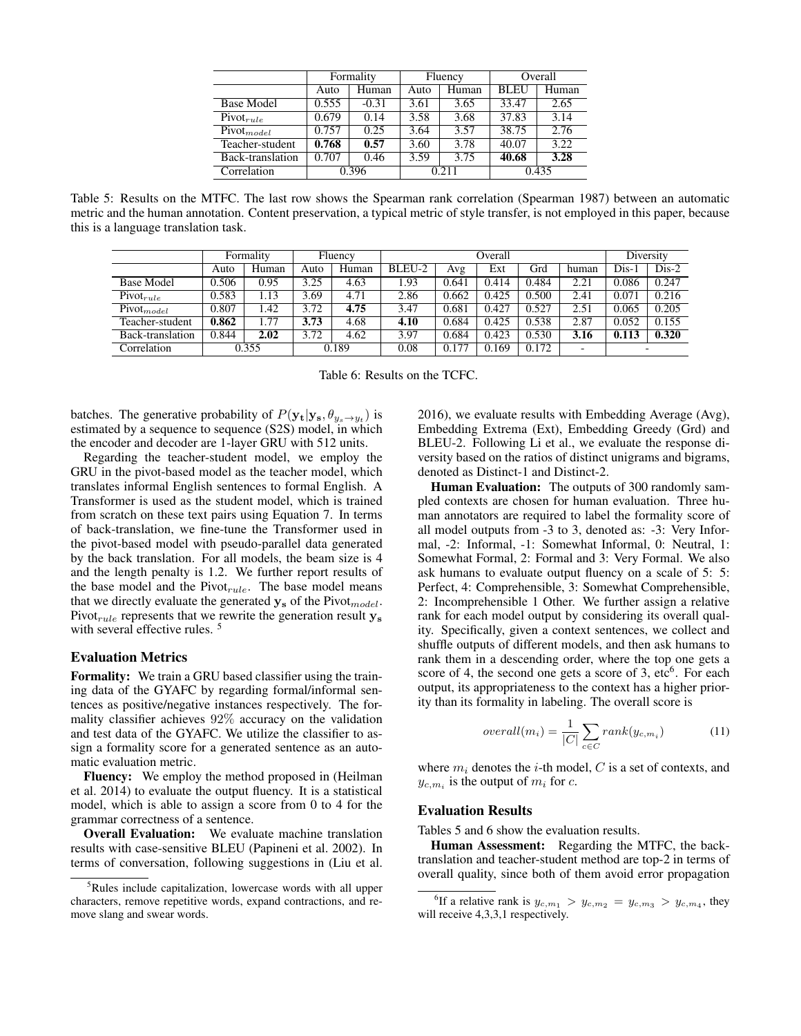| | Formality | | Fluency | | Overall | |
|---|---|---|---|---|---|---|
| | Auto | Human | Auto | Human | BLEU | Human |
| Base Model | 0.555 | -0.31 | 3.61 | 3.65 | 33.47 | 2.65 |
| $\text{Pivot}_{rule}$ | 0.679 | 0.14 | 3.58 | 3.68 | 37.83 | 3.14 |
| $\text{Pivot}_{model}$ | 0.757 | 0.25 | 3.64 | 3.57 | 38.75 | 2.76 |
| Teacher-student | **0.768** | **0.57** | 3.60 | 3.78 | 40.07 | 3.22 |
| Back-translation | 0.707 | 0.46 | 3.59 | 3.75 | **40.68** | **3.28** |
| Correlation | 0.396 | | 0.211 | | 0.435 | |

Table 5: Results on the MTFC. The last row shows the Spearman rank correlation (Spearman 1987) between an automatic metric and the human annotation. Content preservation, a typical metric of style transfer, is not employed in this paper, because this is a language translation task.

| | Formality | | Fluency | | Overall | | | | | Diversity | |
|---|---|---|---|---|---|---|---|---|---|---|---|
| | Auto | Human | Auto | Human | BLEU-2 | Avg | Ext | Grd | human | Dis-1 | Dis-2 |
| Base Model | 0.506 | 0.95 | 3.25 | 4.63 | 1.93 | 0.641 | 0.414 | 0.484 | 2.21 | 0.086 | 0.247 |
| $\text{Pivot}_{rule}$ | 0.583 | 1.13 | 3.69 | 4.71 | 2.86 | 0.662 | 0.425 | 0.500 | 2.41 | 0.071 | 0.216 |
| $\text{Pivot}_{model}$ | 0.807 | 1.42 | 3.72 | **4.75** | 3.47 | 0.681 | 0.427 | 0.527 | 2.51 | 0.065 | 0.205 |
| Teacher-student | **0.862** | 1.77 | **3.73** | 4.68 | **4.10** | 0.684 | 0.425 | 0.538 | 2.87 | 0.052 | 0.155 |
| Back-translation | 0.844 | **2.02** | 3.72 | 4.62 | 3.97 | 0.684 | 0.423 | 0.530 | **3.16** | **0.113** | **0.320** |
| Correlation | 0.355 | | 0.189 | | 0.08 | 0.177 | 0.169 | 0.172 | - | - | |

Table 6: Results on the TCFC.

batches. The generative probability of $P(\mathbf{y_t}|\mathbf{y_s}, \theta_{y_s \to y_t})$ is estimated by a sequence to sequence (S2S) model, in which the encoder and decoder are 1-layer GRU with 512 units.

Regarding the teacher-student model, we employ the GRU in the pivot-based model as the teacher model, which translates informal English sentences to formal English. A Transformer is used as the student model, which is trained from scratch on these text pairs using Equation 7. In terms of back-translation, we fine-tune the Transformer used in the pivot-based model with pseudo-parallel data generated by the back translation. For all models, the beam size is 4 and the length penalty is 1.2. We further report results of the base model and the $\text{Pivot}_{rule}$. The base model means that we directly evaluate the generated $\mathbf{y_s}$ of the $\text{Pivot}_{model}$. $\text{Pivot}_{rule}$ represents that we rewrite the generation result $\mathbf{y_s}$ with several effective rules. [5]

### Evaluation Metrics

**Formality:** We train a GRU based classifier using the training data of the GYAFC by regarding formal/informal sentences as positive/negative instances respectively. The formality classifier achieves 92% accuracy on the validation and test data of the GYAFC. We utilize the classifier to assign a formality score for a generated sentence as an automatic evaluation metric.

**Fluency:** We employ the method proposed in (Heilman et al. 2014) to evaluate the output fluency. It is a statistical model, which is able to assign a score from 0 to 4 for the grammar correctness of a sentence.

**Overall Evaluation:** We evaluate machine translation results with case-sensitive BLEU (Papineni et al. 2002). In terms of conversation, following suggestions in (Liu et al. 2016), we evaluate results with Embedding Average (Avg), Embedding Extrema (Ext), Embedding Greedy (Grd) and BLEU-2. Following Li et al., we evaluate the response diversity based on the ratios of distinct unigrams and bigrams, denoted as Distinct-1 and Distinct-2.

**Human Evaluation:** The outputs of 300 randomly sampled contexts are chosen for human evaluation. Three human annotators are required to label the formality score of all model outputs from -3 to 3, denoted as: -3: Very Informal, -2: Informal, -1: Somewhat Informal, 0: Neutral, 1: Somewhat Formal, 2: Formal and 3: Very Formal. We also ask humans to evaluate output fluency on a scale of 5: 5: Perfect, 4: Comprehensible, 3: Somewhat Comprehensible, 2: Incomprehensible 1 Other. We further assign a relative rank for each model output by considering its overall quality. Specifically, given a context sentences, we collect and shuffle outputs of different models, and then ask humans to rank them in a descending order, where the top one gets a score of 4, the second one gets a score of 3, etc[6]. For each output, its appropriateness to the context has a higher priority than its formality in labeling. The overall score is

$$overall(m_i) = \frac{1}{|C|} \sum_{c \in C} rank(y_{c,m_i}) \tag{11}$$

where $m_i$ denotes the $i$-th model, $C$ is a set of contexts, and $y_{c,m_i}$ is the output of $m_i$ for $c$.

### Evaluation Results

Tables 5 and 6 show the evaluation results.

**Human Assessment:** Regarding the MTFC, the back-translation and teacher-student method are top-2 in terms of overall quality, since both of them avoid error propagation

[5] Rules include capitalization, lowercase words with all upper characters, remove repetitive words, expand contractions, and remove slang and swear words.

[6] If a relative rank is $y_{c,m_1} > y_{c,m_2} = y_{c,m_3} > y_{c,m_4}$, they will receive 4,3,3,1 respectively.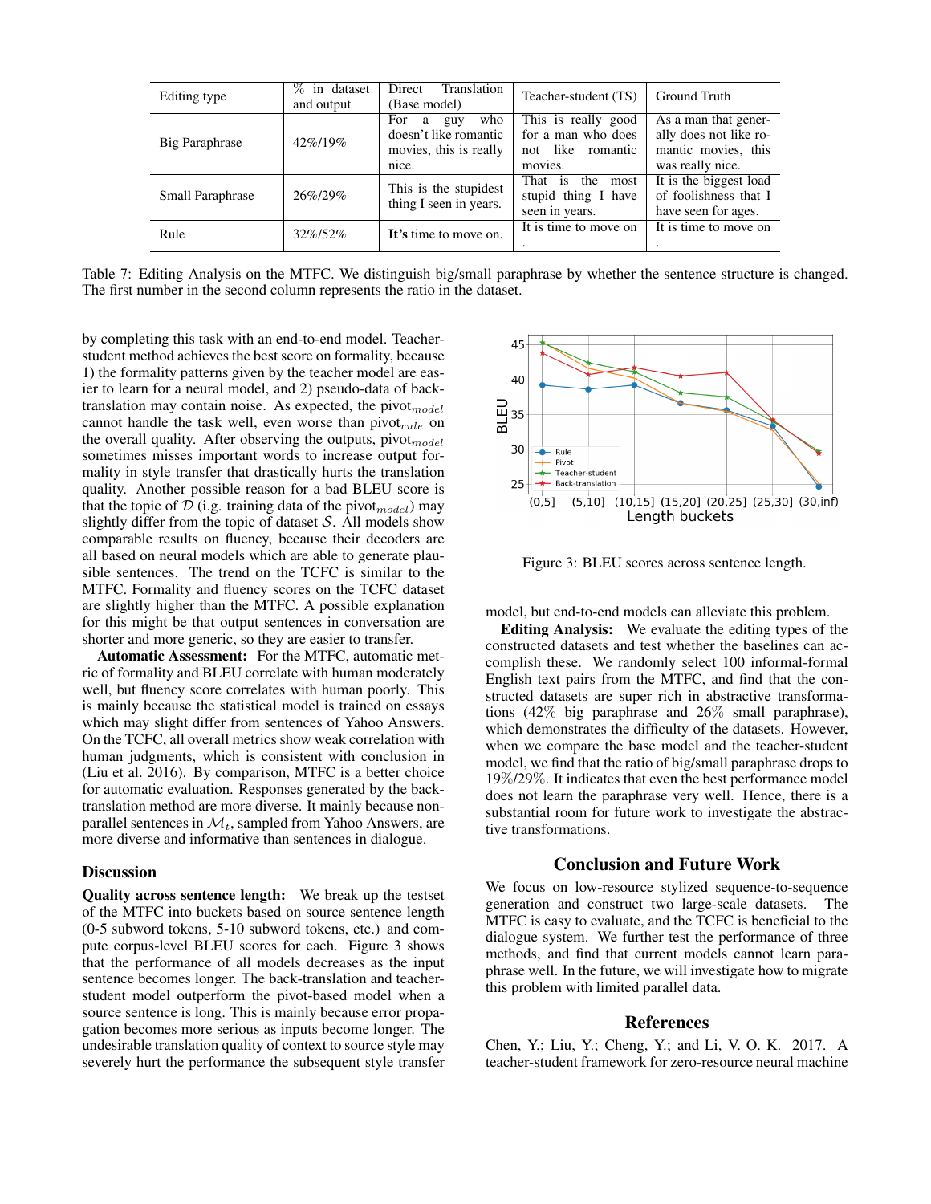| Editing type | % in dataset and output | Direct Translation (Base model) | Teacher-student (TS) | Ground Truth |
|---|---|---|---|---|
| Big Paraphrase | 42%/19% | For a guy who doesn't like romantic movies, this is really nice. | This is really good for a man who does not like romantic movies. | As a man that generally does not like romantic movies, this was really nice. |
| Small Paraphrase | 26%/29% | This is the stupidest thing I seen in years. | That is the most stupid thing I have seen in years. | It is the biggest load of foolishness that I have seen for ages. |
| Rule | 32%/52% | **It's** time to move on. | It is time to move on . | It is time to move on . |

Table 7: Editing Analysis on the MTFC. We distinguish big/small paraphrase by whether the sentence structure is changed. The first number in the second column represents the ratio in the dataset.

by completing this task with an end-to-end model. Teacher-student method achieves the best score on formality, because 1) the formality patterns given by the teacher model are easier to learn for a neural model, and 2) pseudo-data of back-translation may contain noise. As expected, the pivot$_{model}$ cannot handle the task well, even worse than pivot$_{rule}$ on the overall quality. After observing the outputs, pivot$_{model}$ sometimes misses important words to increase output formality in style transfer that drastically hurts the translation quality. Another possible reason for a bad BLEU score is that the topic of $\mathcal{D}$ (i.g. training data of the pivot$_{model}$) may slightly differ from the topic of dataset $\mathcal{S}$. All models show comparable results on fluency, because their decoders are all based on neural models which are able to generate plausible sentences. The trend on the TCFC is similar to the MTFC. Formality and fluency scores on the TCFC dataset are slightly higher than the MTFC. A possible explanation for this might be that output sentences in conversation are shorter and more generic, so they are easier to transfer.

**Automatic Assessment:** For the MTFC, automatic metric of formality and BLEU correlate with human moderately well, but fluency score correlates with human poorly. This is mainly because the statistical model is trained on essays which may slight differ from sentences of Yahoo Answers. On the TCFC, all overall metrics show weak correlation with human judgments, which is consistent with conclusion in (Liu et al. 2016). By comparison, MTFC is a better choice for automatic evaluation. Responses generated by the back-translation method are more diverse. It mainly because non-parallel sentences in $\mathcal{M}_t$, sampled from Yahoo Answers, are more diverse and informative than sentences in dialogue.

## Discussion

**Quality across sentence length:** We break up the testset of the MTFC into buckets based on source sentence length (0-5 subword tokens, 5-10 subword tokens, etc.) and compute corpus-level BLEU scores for each. Figure 3 shows that the performance of all models decreases as the input sentence becomes longer. The back-translation and teacher-student model outperform the pivot-based model when a source sentence is long. This is mainly because error propagation becomes more serious as inputs become longer. The undesirable translation quality of context to source style may severely hurt the performance the subsequent style transfer model, but end-to-end models can alleviate this problem.

BLEU
45
40
35
30
25
Rule
Pivot
Teacher-student
Back-translation
(0,5] (5,10] (10,15] (15,20] (20,25] (25,30] (30,inf)
Length buckets

Figure 3: BLEU scores across sentence length.

**Editing Analysis:** We evaluate the editing types of the constructed datasets and test whether the baselines can accomplish these. We randomly select 100 informal-formal English text pairs from the MTFC, and find that the constructed datasets are super rich in abstractive transformations (42% big paraphrase and 26% small paraphrase), which demonstrates the difficulty of the datasets. However, when we compare the base model and the teacher-student model, we find that the ratio of big/small paraphrase drops to 19%/29%. It indicates that even the best performance model does not learn the paraphrase very well. Hence, there is a substantial room for future work to investigate the abstractive transformations.

## Conclusion and Future Work

We focus on low-resource stylized sequence-to-sequence generation and construct two large-scale datasets. The MTFC is easy to evaluate, and the TCFC is beneficial to the dialogue system. We further test the performance of three methods, and find that current models cannot learn paraphrase well. In the future, we will investigate how to migrate this problem with limited parallel data.

## References

Chen, Y.; Liu, Y.; Cheng, Y.; and Li, V. O. K. 2017. A teacher-student framework for zero-resource neural machine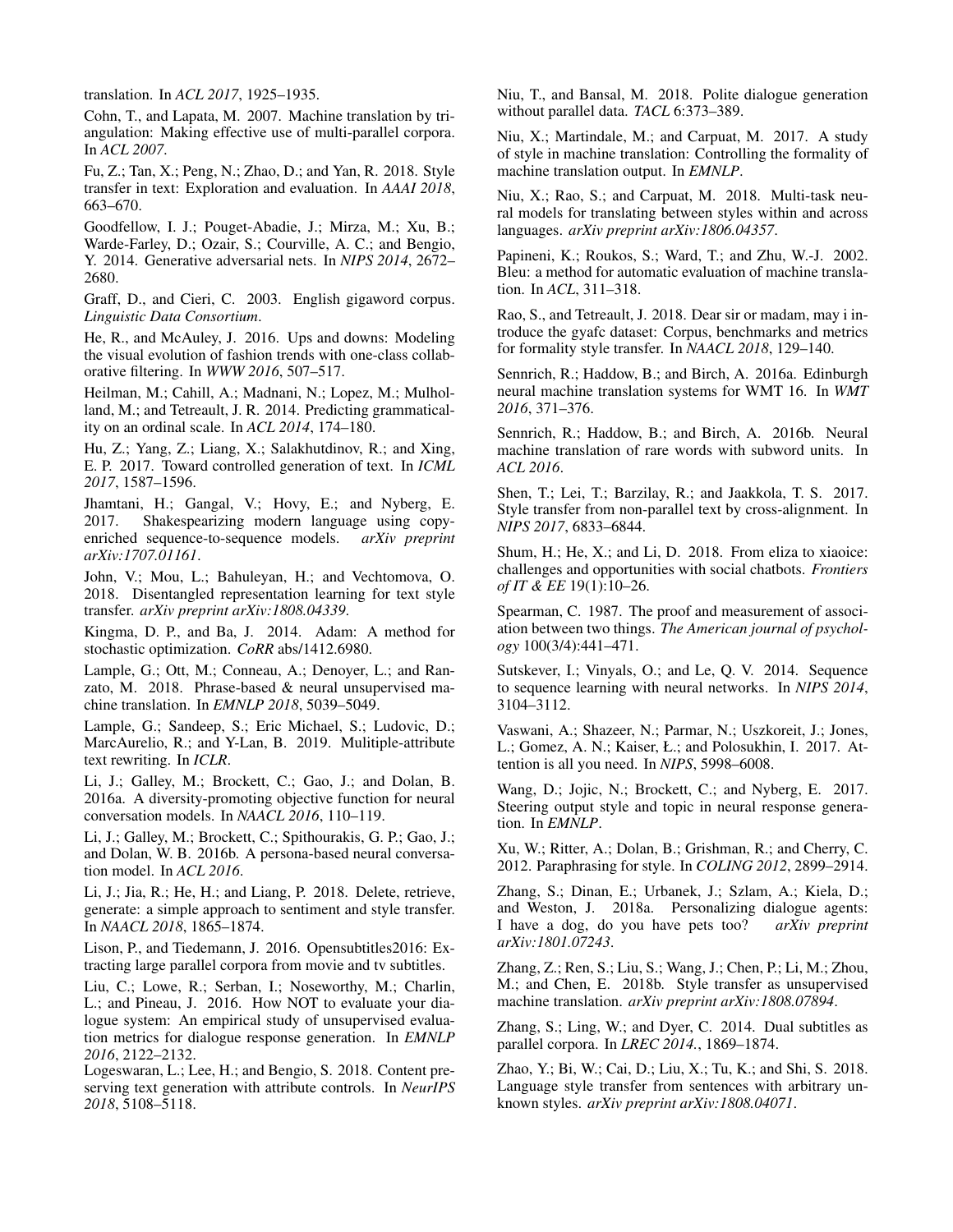translation. In *ACL 2017*, 1925–1935.

Cohn, T., and Lapata, M. 2007. Machine translation by triangulation: Making effective use of multi-parallel corpora. In *ACL 2007*.

Fu, Z.; Tan, X.; Peng, N.; Zhao, D.; and Yan, R. 2018. Style transfer in text: Exploration and evaluation. In *AAAI 2018*, 663–670.

Goodfellow, I. J.; Pouget-Abadie, J.; Mirza, M.; Xu, B.; Warde-Farley, D.; Ozair, S.; Courville, A. C.; and Bengio, Y. 2014. Generative adversarial nets. In *NIPS 2014*, 2672–2680.

Graff, D., and Cieri, C. 2003. English gigaword corpus. *Linguistic Data Consortium*.

He, R., and McAuley, J. 2016. Ups and downs: Modeling the visual evolution of fashion trends with one-class collaborative filtering. In *WWW 2016*, 507–517.

Heilman, M.; Cahill, A.; Madnani, N.; Lopez, M.; Mulholland, M.; and Tetreault, J. R. 2014. Predicting grammaticality on an ordinal scale. In *ACL 2014*, 174–180.

Hu, Z.; Yang, Z.; Liang, X.; Salakhutdinov, R.; and Xing, E. P. 2017. Toward controlled generation of text. In *ICML 2017*, 1587–1596.

Jhamtani, H.; Gangal, V.; Hovy, E.; and Nyberg, E. 2017. Shakespearizing modern language using copy-enriched sequence-to-sequence models. *arXiv preprint arXiv:1707.01161*.

John, V.; Mou, L.; Bahuleyan, H.; and Vechtomova, O. 2018. Disentangled representation learning for text style transfer. *arXiv preprint arXiv:1808.04339*.

Kingma, D. P., and Ba, J. 2014. Adam: A method for stochastic optimization. *CoRR* abs/1412.6980.

Lample, G.; Ott, M.; Conneau, A.; Denoyer, L.; and Ranzato, M. 2018. Phrase-based & neural unsupervised machine translation. In *EMNLP 2018*, 5039–5049.

Lample, G.; Sandeep, S.; Eric Michael, S.; Ludovic, D.; MarcAurelio, R.; and Y-Lan, B. 2019. Mulitiple-attribute text rewriting. In *ICLR*.

Li, J.; Galley, M.; Brockett, C.; Gao, J.; and Dolan, B. 2016a. A diversity-promoting objective function for neural conversation models. In *NAACL 2016*, 110–119.

Li, J.; Galley, M.; Brockett, C.; Spithourakis, G. P.; Gao, J.; and Dolan, W. B. 2016b. A persona-based neural conversation model. In *ACL 2016*.

Li, J.; Jia, R.; He, H.; and Liang, P. 2018. Delete, retrieve, generate: a simple approach to sentiment and style transfer. In *NAACL 2018*, 1865–1874.

Lison, P., and Tiedemann, J. 2016. Opensubtitles2016: Extracting large parallel corpora from movie and tv subtitles.

Liu, C.; Lowe, R.; Serban, I.; Noseworthy, M.; Charlin, L.; and Pineau, J. 2016. How NOT to evaluate your dialogue system: An empirical study of unsupervised evaluation metrics for dialogue response generation. In *EMNLP 2016*, 2122–2132.

Logeswaran, L.; Lee, H.; and Bengio, S. 2018. Content preserving text generation with attribute controls. In *NeurIPS 2018*, 5108–5118.

Niu, T., and Bansal, M. 2018. Polite dialogue generation without parallel data. *TACL* 6:373–389.

Niu, X.; Martindale, M.; and Carpuat, M. 2017. A study of style in machine translation: Controlling the formality of machine translation output. In *EMNLP*.

Niu, X.; Rao, S.; and Carpuat, M. 2018. Multi-task neural models for translating between styles within and across languages. *arXiv preprint arXiv:1806.04357*.

Papineni, K.; Roukos, S.; Ward, T.; and Zhu, W.-J. 2002. Bleu: a method for automatic evaluation of machine translation. In *ACL*, 311–318.

Rao, S., and Tetreault, J. 2018. Dear sir or madam, may i introduce the gyafc dataset: Corpus, benchmarks and metrics for formality style transfer. In *NAACL 2018*, 129–140.

Sennrich, R.; Haddow, B.; and Birch, A. 2016a. Edinburgh neural machine translation systems for WMT 16. In *WMT 2016*, 371–376.

Sennrich, R.; Haddow, B.; and Birch, A. 2016b. Neural machine translation of rare words with subword units. In *ACL 2016*.

Shen, T.; Lei, T.; Barzilay, R.; and Jaakkola, T. S. 2017. Style transfer from non-parallel text by cross-alignment. In *NIPS 2017*, 6833–6844.

Shum, H.; He, X.; and Li, D. 2018. From eliza to xiaoice: challenges and opportunities with social chatbots. *Frontiers of IT & EE* 19(1):10–26.

Spearman, C. 1987. The proof and measurement of association between two things. *The American journal of psychology* 100(3/4):441–471.

Sutskever, I.; Vinyals, O.; and Le, Q. V. 2014. Sequence to sequence learning with neural networks. In *NIPS 2014*, 3104–3112.

Vaswani, A.; Shazeer, N.; Parmar, N.; Uszkoreit, J.; Jones, L.; Gomez, A. N.; Kaiser, Ł.; and Polosukhin, I. 2017. Attention is all you need. In *NIPS*, 5998–6008.

Wang, D.; Jojic, N.; Brockett, C.; and Nyberg, E. 2017. Steering output style and topic in neural response generation. In *EMNLP*.

Xu, W.; Ritter, A.; Dolan, B.; Grishman, R.; and Cherry, C. 2012. Paraphrasing for style. In *COLING 2012*, 2899–2914.

Zhang, S.; Dinan, E.; Urbanek, J.; Szlam, A.; Kiela, D.; and Weston, J. 2018a. Personalizing dialogue agents: I have a dog, do you have pets too? *arXiv preprint arXiv:1801.07243*.

Zhang, Z.; Ren, S.; Liu, S.; Wang, J.; Chen, P.; Li, M.; Zhou, M.; and Chen, E. 2018b. Style transfer as unsupervised machine translation. *arXiv preprint arXiv:1808.07894*.

Zhang, S.; Ling, W.; and Dyer, C. 2014. Dual subtitles as parallel corpora. In *LREC 2014.*, 1869–1874.

Zhao, Y.; Bi, W.; Cai, D.; Liu, X.; Tu, K.; and Shi, S. 2018. Language style transfer from sentences with arbitrary unknown styles. *arXiv preprint arXiv:1808.04071*.